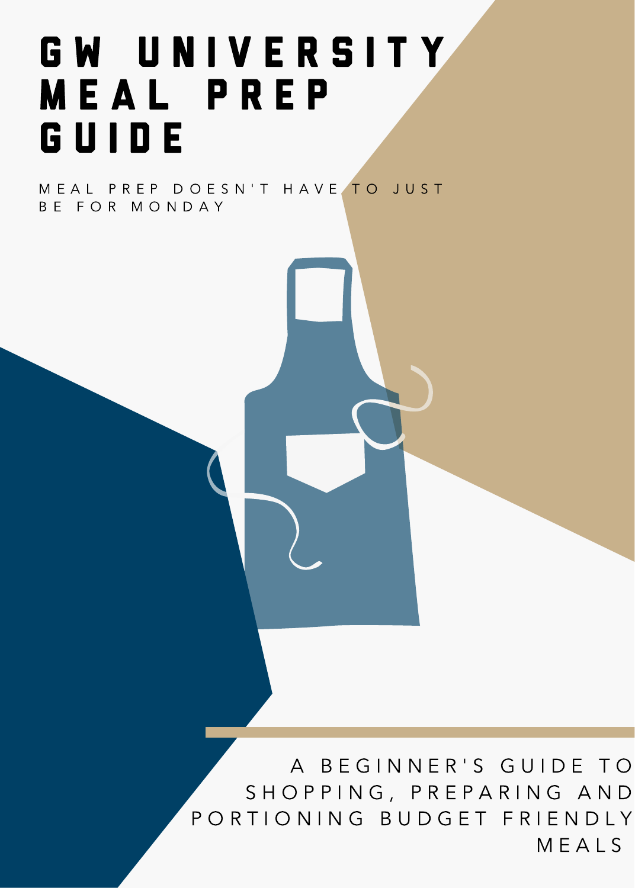# GW UNIVERSITY MEAL PREP GUIDE

MEAL PREP DOESN'T HAVE TO JUST BE FOR MONDAY

A BEGINNER'S GUIDE TO SHOPPING, PREPARING AND PORTIONING BUDGET FRIENDLY MEALS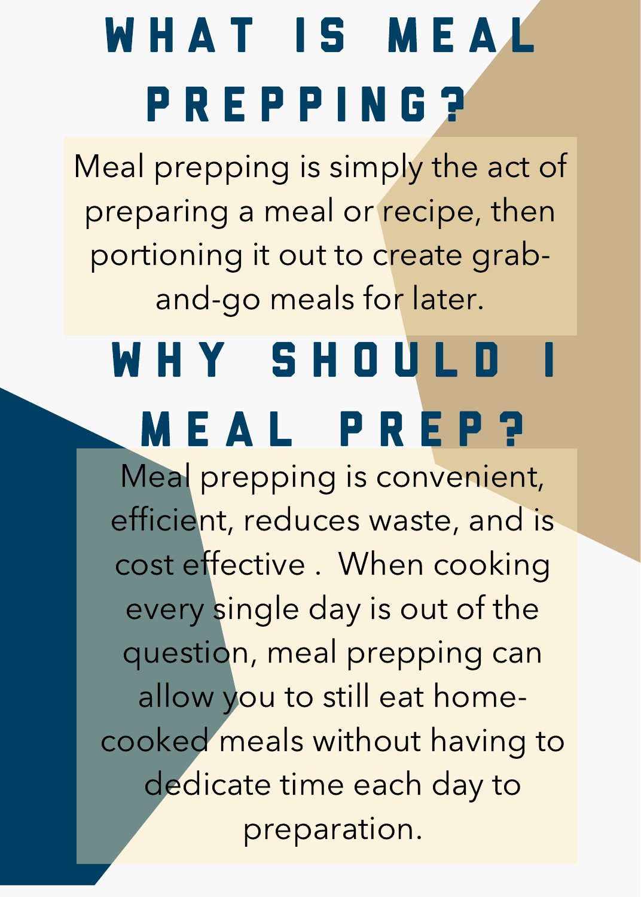# WHAT IS MEAL PREPPING?

Meal prepping is simply the act of preparing a meal or recipe, then portioning it out to create grab-and-go meals for later.

# WHY SHOULD I MEAL PREP?

Meal prepping is convenient, efficient, reduces waste, and is cost effective . When cooking every single day is out of the question, meal prepping can allow you to still eat home-cooked meals without having to dedicate time each day to preparation.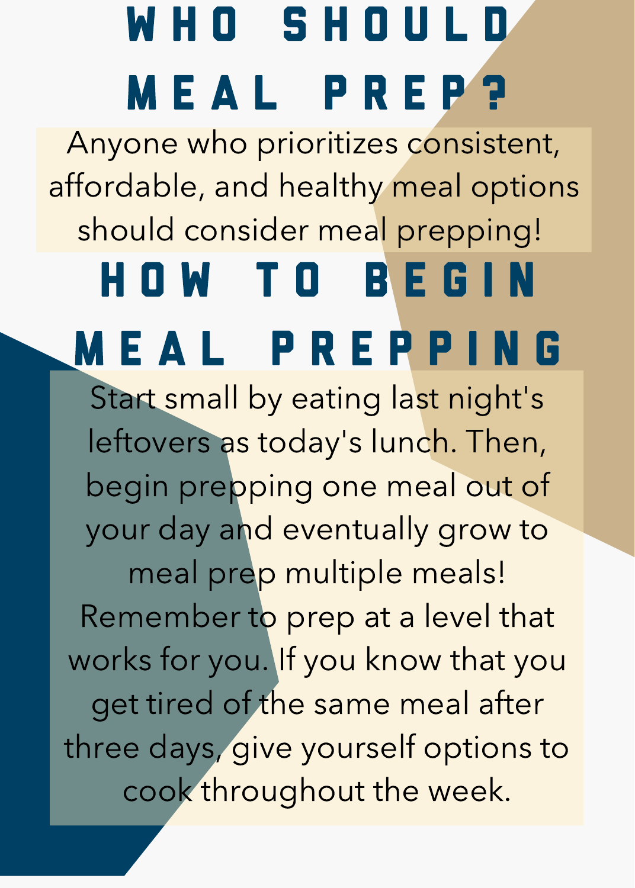# WHO SHOULD MEAL PREP?

Anyone who prioritizes consistent, affordable, and healthy meal options should consider meal prepping!

# HOW TO BEGIN MEAL PREPPING

Start small by eating last night's leftovers as today's lunch. Then, begin prepping one meal out of your day and eventually grow to meal prep multiple meals! Remember to prep at a level that works for you. If you know that you get tired of the same meal after three days, give yourself options to cook throughout the week.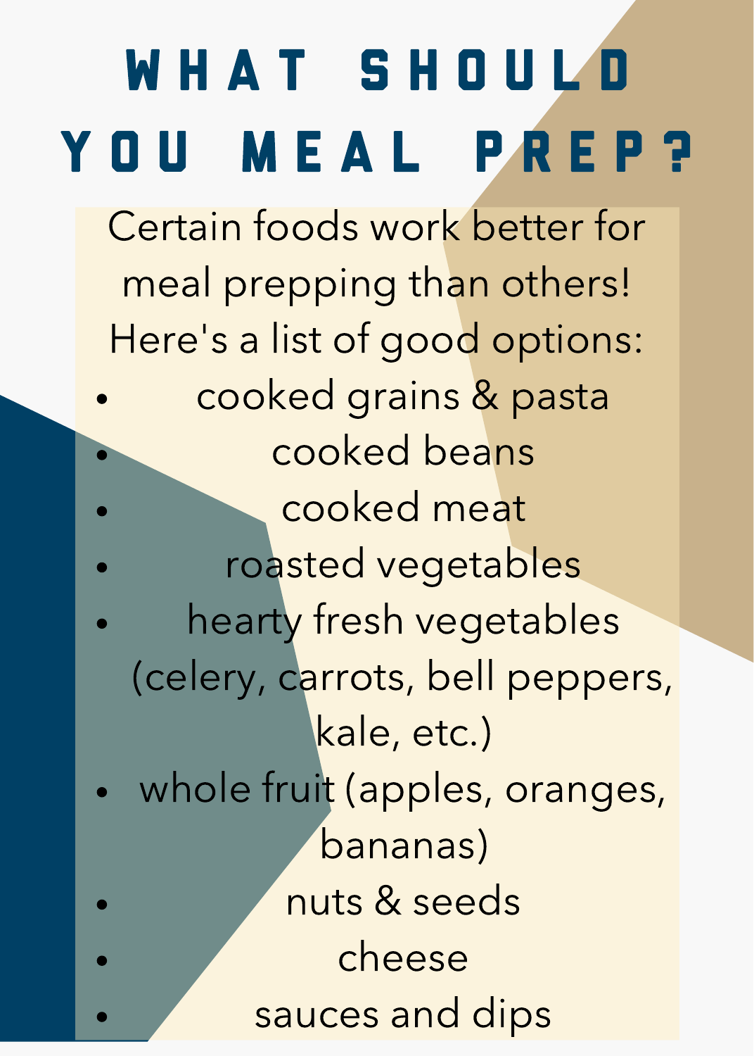# WHAT SHOULD YOU MEAL PREP?

Certain foods work better for meal prepping than others! Here's a list of good options:

- cooked grains & pasta
- cooked beans
- cooked meat
- roasted vegetables
- hearty fresh vegetables (celery, carrots, bell peppers, kale, etc.)
- whole fruit (apples, oranges, bananas)
- nuts & seeds
- cheese
- sauces and dips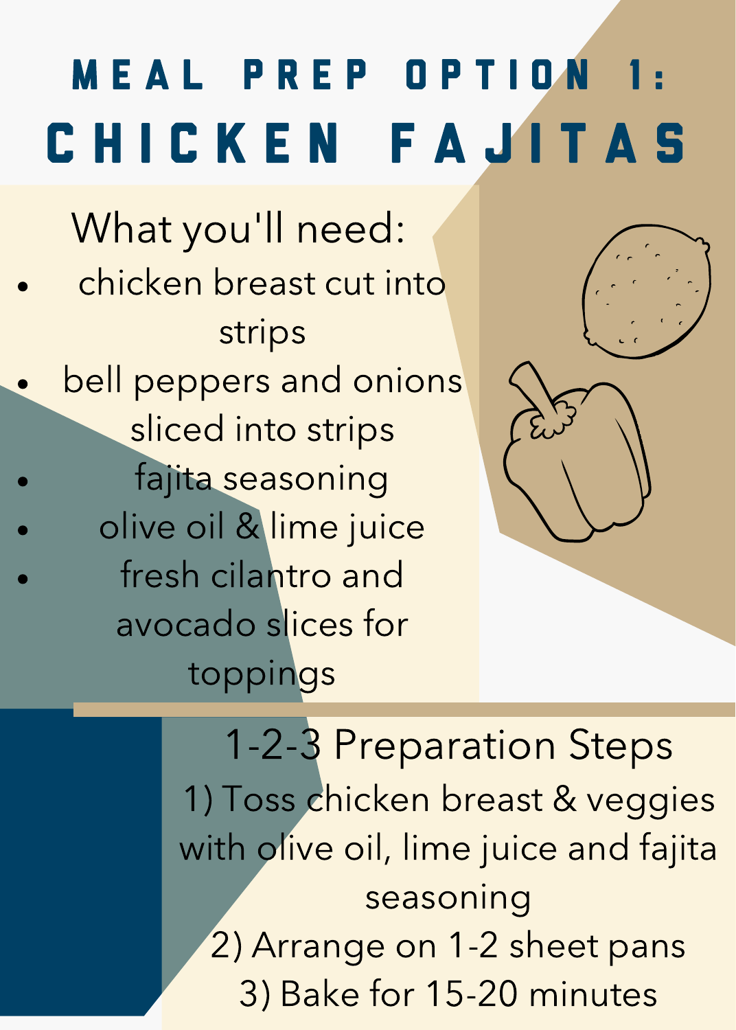# MEAL PREP OPTION 1:

# CHICKEN FAJITAS

## What you'll need:

- chicken breast cut into strips
- bell peppers and onions sliced into strips
- fajita seasoning
- olive oil & lime juice
- fresh cilantro and avocado slices for toppings

## 1-2-3 Preparation Steps

1) Toss chicken breast & veggies with olive oil, lime juice and fajita seasoning
2) Arrange on 1-2 sheet pans
3) Bake for 15-20 minutes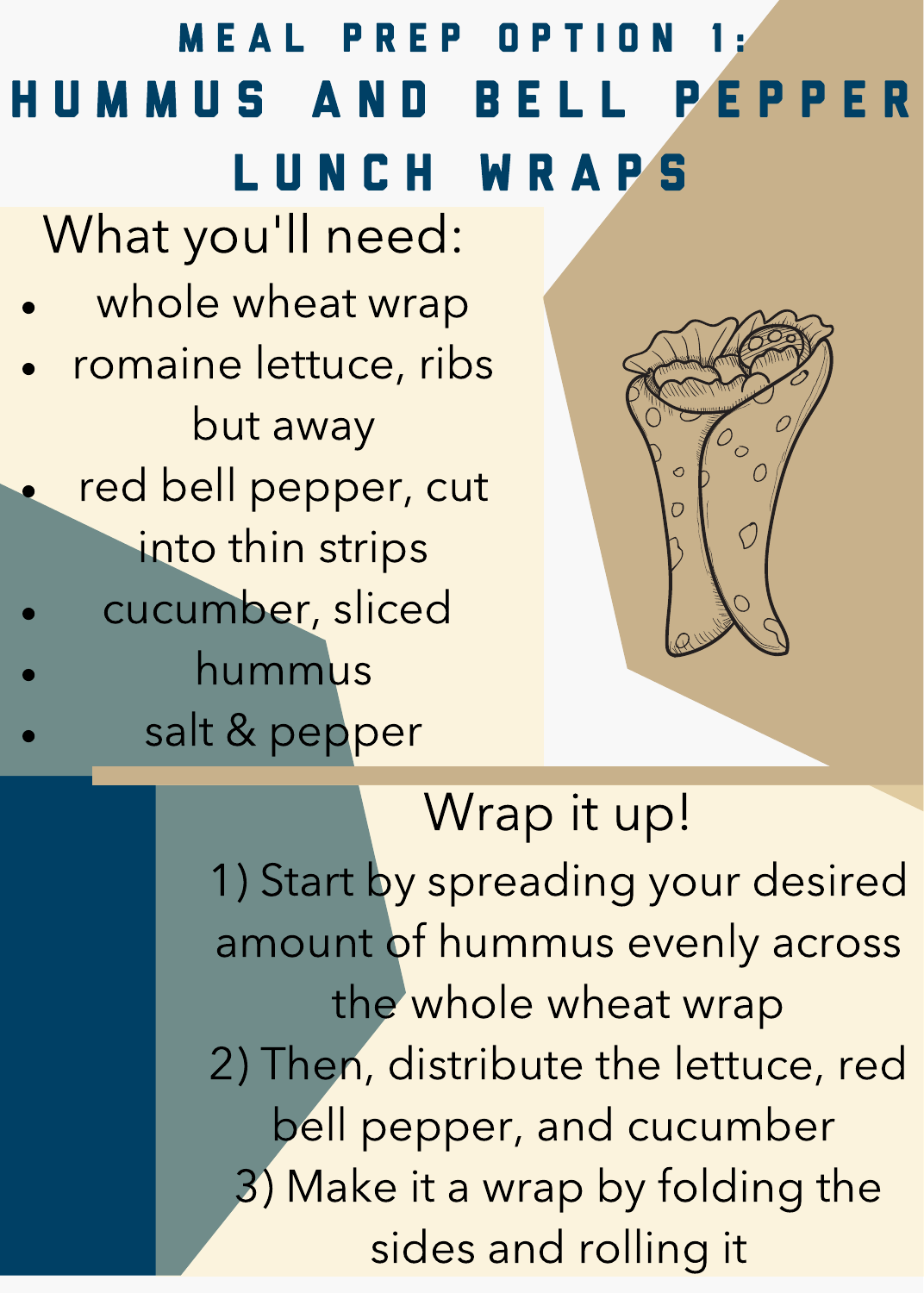# MEAL PREP OPTION 1:

# HUMMUS AND BELL PEPPER LUNCH WRAPS

## What you'll need:

- whole wheat wrap
- romaine lettuce, ribs but away
- red bell pepper, cut into thin strips
- cucumber, sliced
- hummus
- salt & pepper

## Wrap it up!

1) Start by spreading your desired amount of hummus evenly across the whole wheat wrap
2) Then, distribute the lettuce, red bell pepper, and cucumber
3) Make it a wrap by folding the sides and rolling it